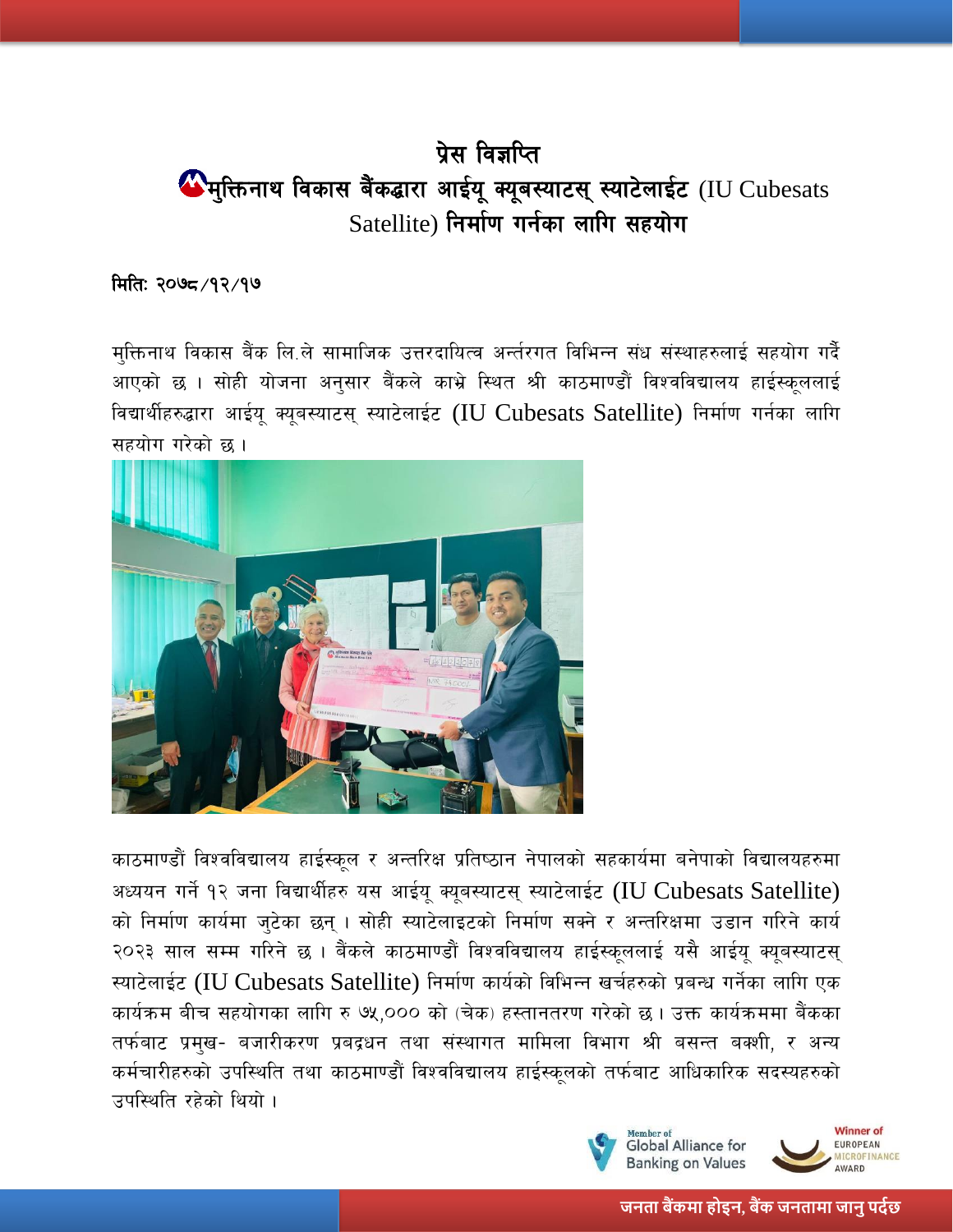# प्रेस विज्ञप्ति

## मुक्तिनाथ विकास बैंकद्धारा आईयू क्यूबस्याटस् स्याटेलाईट (IU Cubesats Satellite) निर्माण गर्नका लागि सहयोग

**मितिः २०७८/१२/१७**

मुक्तिनाथ विकास बैंक लि.ले सामाजिक उत्तरदायित्व अन्तरगत विभिन्न संघ संस्थाहरुलाई सहयोग गर्दै आएको छ । सोही योजना अनुसार बैंकले काभ्रे स्थित श्री काठमाण्डौं विश्वविद्यालय हाईस्कूललाई विद्यार्थीहरुद्धारा आईयू क्यूबस्याटस् स्याटेलाईट (IU Cubesats Satellite) निर्माण गर्नका लागि सहयोग गरेको छ ।

काठमाण्डौं विश्वविद्यालय हाईस्कूल र अन्तरिक्ष प्रतिष्ठान नेपालको सहकार्यमा बनेपाको विद्यालयहरुमा अध्ययन गर्ने १२ जना विद्यार्थीहरु यस आईयू क्यूबस्याटस् स्याटेलाईट (IU Cubesats Satellite) को निर्माण कार्यमा जुटेका छन् । सोही स्याटेलाइटको निर्माण सक्ने र अन्तरिक्षमा उडान गरिने कार्य २०२३ साल सम्म गरिने छ । बैंकले काठमाण्डौं विश्वविद्यालय हाईस्कूललाई यसै आईयू क्यूबस्याटस् स्याटेलाईट (IU Cubesats Satellite) निर्माण कार्यको विभिन्न खर्चहरुको प्रबन्ध गर्नेका लागि एक कार्यक्रम बीच सहयोगका लागि रु ७५,००० को (चेक) हस्तानतरण गरेको छ । उक्त कार्यक्रममा बैंकका तर्फबाट प्रमुख- बजारीकरण प्रबद्धन तथा संस्थागत मामिला विभाग श्री बसन्त बक्शी, र अन्य कर्मचारीहरुको उपस्थिति तथा काठमाण्डौं विश्वविद्यालय हाईस्कूलको तर्फबाट आधिकारिक सदस्यहरुको उपस्थिति रहेको थियो ।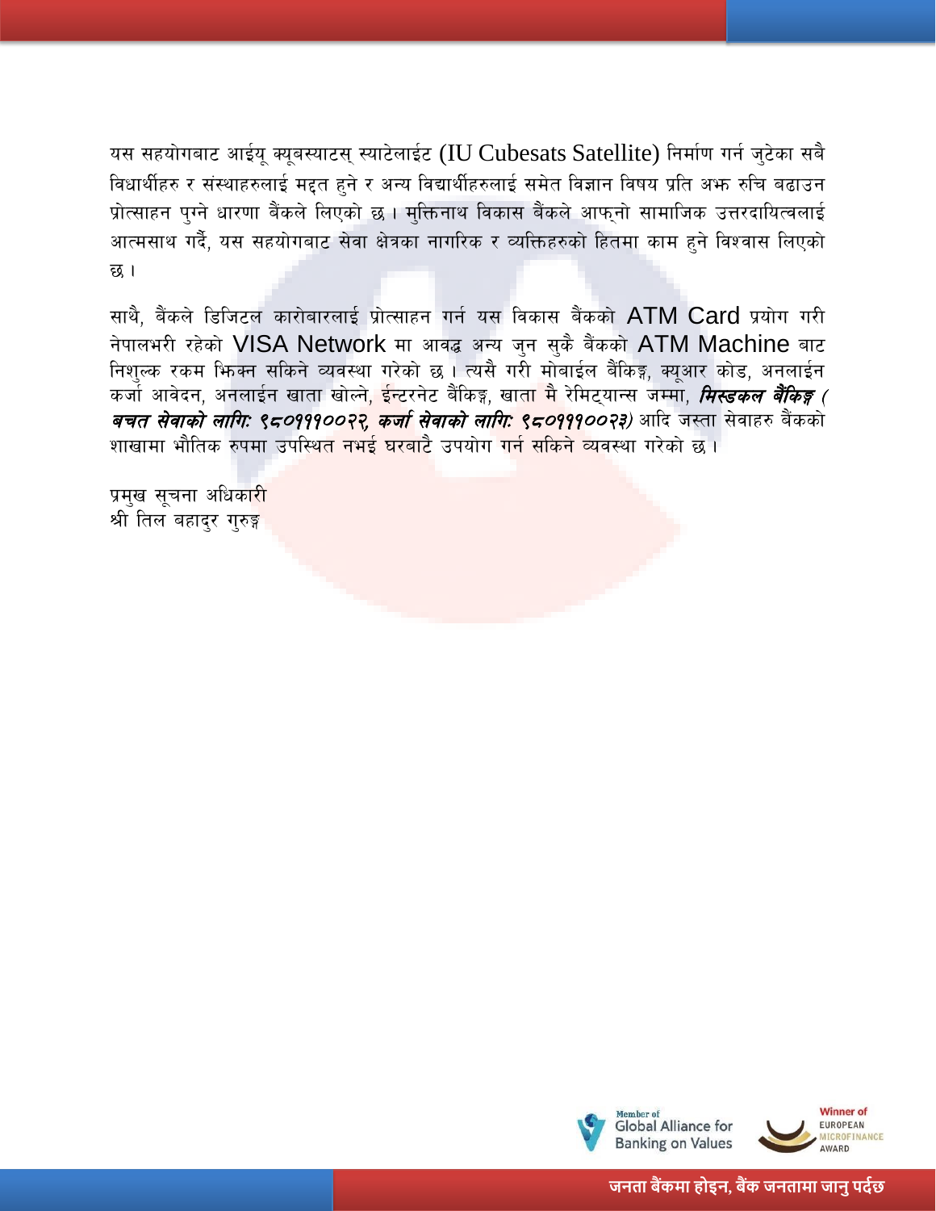यस सहयोगबाट आईयू क्यूबस्याटस् स्याटेलाईट (IU Cubesats Satellite) निर्माण गर्न जुटेका सबै विधार्थीहरु र संस्थाहरुलाई मद्दत हुने र अन्य विद्यार्थीहरुलाई समेत विज्ञान विषय प्रति अझ रुचि बढाउन प्रोत्साहन पुग्ने धारणा बैंकले लिएको छ । मुक्तिनाथ विकास बैंकले आफ्नो सामाजिक उत्तरदायित्वलाई आत्मसाथ गर्दै, यस सहयोगबाट सेवा क्षेत्रका नागरिक र व्यक्तिहरुको हितमा काम हुने विश्वास लिएको छ ।

साथै, बैंकले डिजिटल कारोबारलाई प्रोत्साहन गर्न यस विकास बैंकको ATM Card प्रयोग गरी नेपालभरी रहेको VISA Network मा आवद्ध अन्य जुन सुकै बैंकको ATM Machine बाट निशुल्क रकम झिक्न सकिने व्यवस्था गरेको छ । त्यसै गरी मोबाईल बैंकिङ्ग, क्यूआर कोड, अनलाईन कर्जा आवेदन, अनलाईन खाता खोल्ने, ईन्टरनेट बैंकिङ्ग, खाता मै रेमिट्यान्स जम्मा, ***मिस्डकल बैंकिङ्ग ( बचत सेवाको लागि: ९८०१११००२२, कर्जा सेवाको लागि: ९८०१११००२३)*** आदि जस्ता सेवाहरु बैंकको शाखामा भौतिक रुपमा उपस्थित नभई घरबाटै उपयोग गर्न सकिने व्यवस्था गरेको छ ।

प्रमुख सूचना अधिकारी
श्री तिल बहादुर गुरुङ्ग

Member of Global Alliance for Banking on Values

Winner of EUROPEAN MICROFINANCE AWARD

जनता बैंकमा होइन, बैंक जनतामा जानु पर्दछ